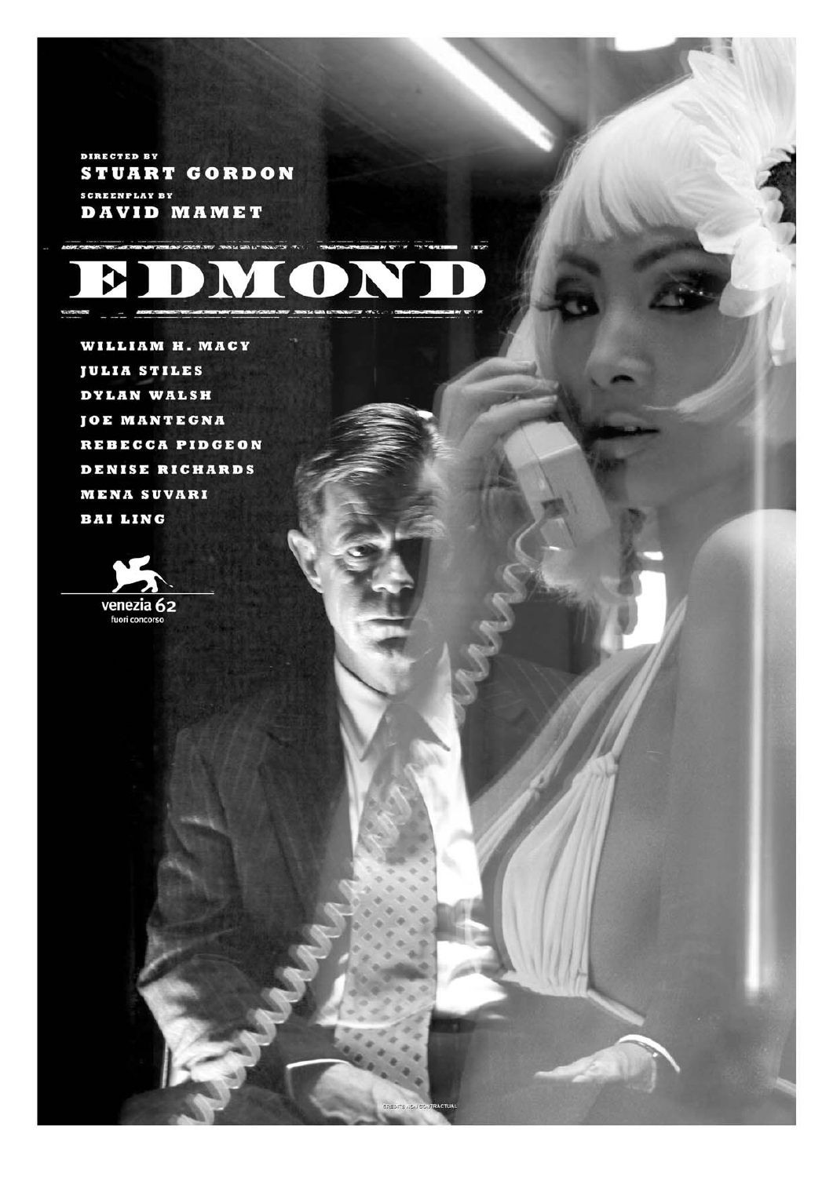DIRECTED BY
**STUART GORDON**

SCREENPLAY BY
**DAVID MAMET**

# EDMOND

**WILLIAM H. MACY**
**JULIA STILES**
**DYLAN WALSH**
**JOE MANTEGNA**
**REBECCA PIDGEON**
**DENISE RICHARDS**
**MENA SUVARI**
**BAI LING**

venezia 62
fuori concorso

CREDITS NON CONTRACTUAL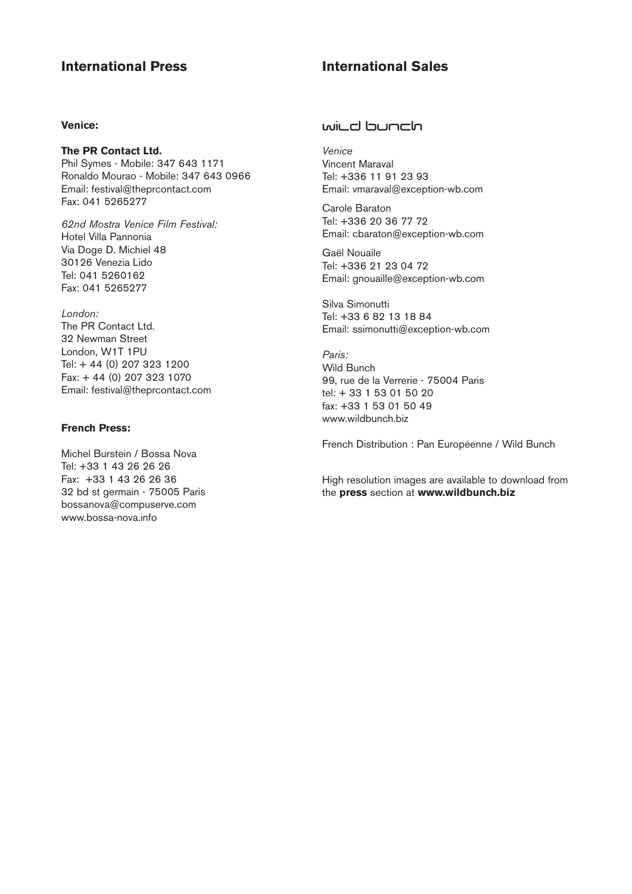## International Press

**Venice:**

**The PR Contact Ltd.**
Phil Symes - Mobile: 347 643 1171
Ronaldo Mourao - Mobile: 347 643 0966
Email: festival@theprcontact.com
Fax: 041 5265277

*62nd Mostra Venice Film Festival:*
Hotel Villa Pannonia
Via Doge D. Michiel 48
30126 Venezia Lido
Tel: 041 5260162
Fax: 041 5265277

*London:*
The PR Contact Ltd.
32 Newman Street
London, W1T 1PU
Tel: + 44 (0) 207 323 1200
Fax: + 44 (0) 207 323 1070
Email: festival@theprcontact.com

**French Press:**

Michel Burstein / Bossa Nova
Tel: +33 1 43 26 26 26
Fax: +33 1 43 26 26 36
32 bd st germain - 75005 Paris
bossanova@compuserve.com
www.bossa-nova.info

## International Sales

wild bunch

*Venice*
Vincent Maraval
Tel: +336 11 91 23 93
Email: vmaraval@exception-wb.com

Carole Baraton
Tel: +336 20 36 77 72
Email: cbaraton@exception-wb.com

Gaël Nouaile
Tel: +336 21 23 04 72
Email: gnouaille@exception-wb.com

Silva Simonutti
Tel: +33 6 82 13 18 84
Email: ssimonutti@exception-wb.com

*Paris:*
Wild Bunch
99, rue de la Verrerie - 75004 Paris
tel: + 33 1 53 01 50 20
fax: +33 1 53 01 50 49
www.wildbunch.biz

French Distribution : Pan Européenne / Wild Bunch

High resolution images are available to download from the **press** section at **www.wildbunch.biz**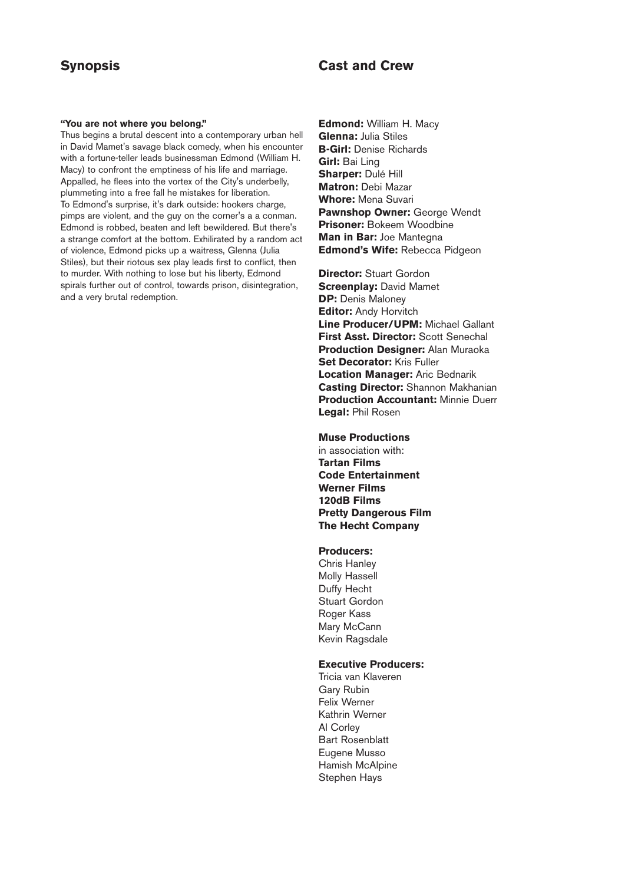## Synopsis

**"You are not where you belong."**

Thus begins a brutal descent into a contemporary urban hell in David Mamet's savage black comedy, when his encounter with a fortune-teller leads businessman Edmond (William H. Macy) to confront the emptiness of his life and marriage. Appalled, he flees into the vortex of the City's underbelly, plummeting into a free fall he mistakes for liberation.

To Edmond's surprise, it's dark outside: hookers charge, pimps are violent, and the guy on the corner's a a conman. Edmond is robbed, beaten and left bewildered. But there's a strange comfort at the bottom. Exhilirated by a random act of violence, Edmond picks up a waitress, Glenna (Julia Stiles), but their riotous sex play leads first to conflict, then to murder. With nothing to lose but his liberty, Edmond spirals further out of control, towards prison, disintegration, and a very brutal redemption.

## Cast and Crew

**Edmond:** William H. Macy
**Glenna:** Julia Stiles
**B-Girl:** Denise Richards
**Girl:** Bai Ling
**Sharper:** Dulé Hill
**Matron:** Debi Mazar
**Whore:** Mena Suvari
**Pawnshop Owner:** George Wendt
**Prisoner:** Bokeem Woodbine
**Man in Bar:** Joe Mantegna
**Edmond's Wife:** Rebecca Pidgeon

**Director:** Stuart Gordon
**Screenplay:** David Mamet
**DP:** Denis Maloney
**Editor:** Andy Horvitch
**Line Producer/UPM:** Michael Gallant
**First Asst. Director:** Scott Senechal
**Production Designer:** Alan Muraoka
**Set Decorator:** Kris Fuller
**Location Manager:** Aric Bednarik
**Casting Director:** Shannon Makhanian
**Production Accountant:** Minnie Duerr
**Legal:** Phil Rosen

**Muse Productions**
in association with:
**Tartan Films**
**Code Entertainment**
**Werner Films**
**120dB Films**
**Pretty Dangerous Film**
**The Hecht Company**

**Producers:**
Chris Hanley
Molly Hassell
Duffy Hecht
Stuart Gordon
Roger Kass
Mary McCann
Kevin Ragsdale

**Executive Producers:**
Tricia van Klaveren
Gary Rubin
Felix Werner
Kathrin Werner
Al Corley
Bart Rosenblatt
Eugene Musso
Hamish McAlpine
Stephen Hays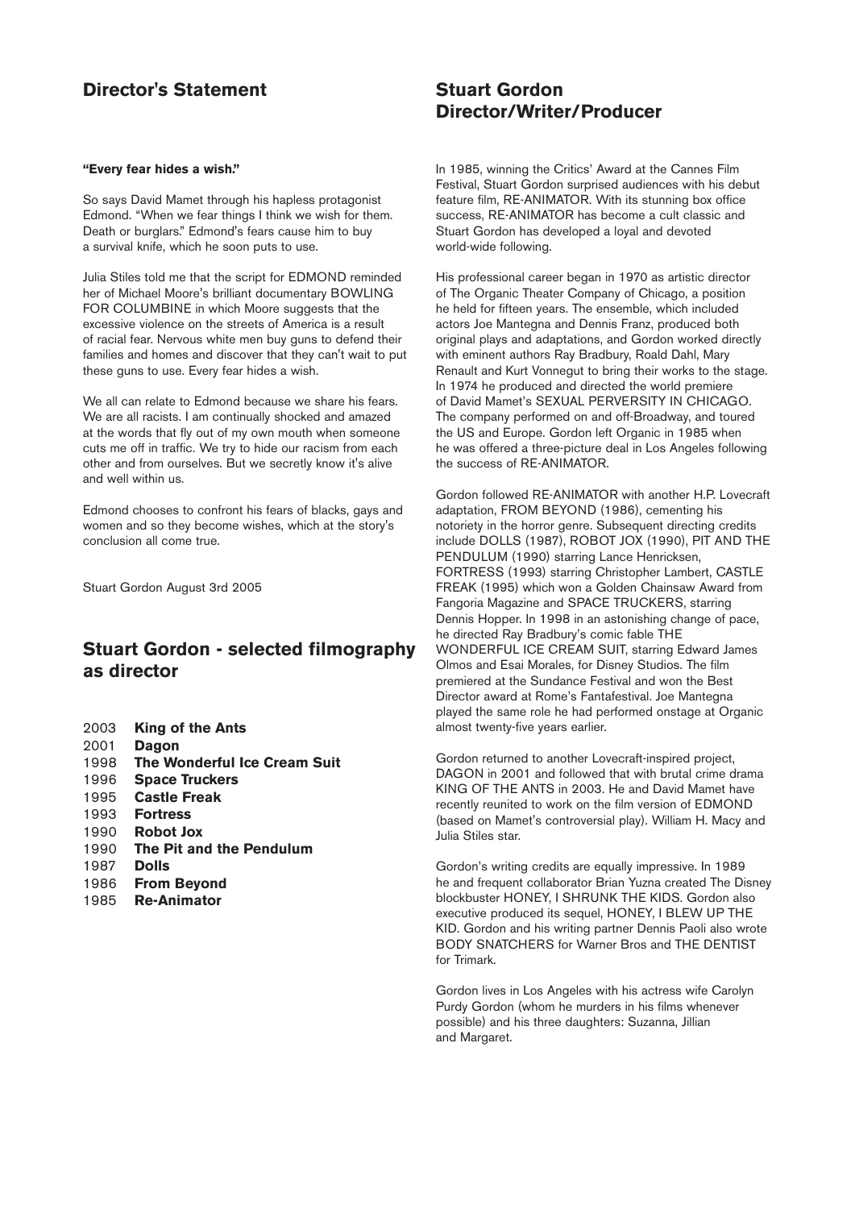## Director's Statement

**"Every fear hides a wish."**

So says David Mamet through his hapless protagonist Edmond. "When we fear things I think we wish for them. Death or burglars." Edmond's fears cause him to buy a survival knife, which he soon puts to use.

Julia Stiles told me that the script for EDMOND reminded her of Michael Moore's brilliant documentary BOWLING FOR COLUMBINE in which Moore suggests that the excessive violence on the streets of America is a result of racial fear. Nervous white men buy guns to defend their families and homes and discover that they can't wait to put these guns to use. Every fear hides a wish.

We all can relate to Edmond because we share his fears. We are all racists. I am continually shocked and amazed at the words that fly out of my own mouth when someone cuts me off in traffic. We try to hide our racism from each other and from ourselves. But we secretly know it's alive and well within us.

Edmond chooses to confront his fears of blacks, gays and women and so they become wishes, which at the story's conclusion all come true.

Stuart Gordon August 3rd 2005

## Stuart Gordon - selected filmography as director

- 2003 **King of the Ants**
- 2001 **Dagon**
- 1998 **The Wonderful Ice Cream Suit**
- 1996 **Space Truckers**
- 1995 **Castle Freak**
- 1993 **Fortress**
- 1990 **Robot Jox**
- 1990 **The Pit and the Pendulum**
- 1987 **Dolls**
- 1986 **From Beyond**
- 1985 **Re-Animator**

## Stuart Gordon Director/Writer/Producer

In 1985, winning the Critics' Award at the Cannes Film Festival, Stuart Gordon surprised audiences with his debut feature film, RE-ANIMATOR. With its stunning box office success, RE-ANIMATOR has become a cult classic and Stuart Gordon has developed a loyal and devoted world-wide following.

His professional career began in 1970 as artistic director of The Organic Theater Company of Chicago, a position he held for fifteen years. The ensemble, which included actors Joe Mantegna and Dennis Franz, produced both original plays and adaptations, and Gordon worked directly with eminent authors Ray Bradbury, Roald Dahl, Mary Renault and Kurt Vonnegut to bring their works to the stage. In 1974 he produced and directed the world premiere of David Mamet's SEXUAL PERVERSITY IN CHICAGO. The company performed on and off-Broadway, and toured the US and Europe. Gordon left Organic in 1985 when he was offered a three-picture deal in Los Angeles following the success of RE-ANIMATOR.

Gordon followed RE-ANIMATOR with another H.P. Lovecraft adaptation, FROM BEYOND (1986), cementing his notoriety in the horror genre. Subsequent directing credits include DOLLS (1987), ROBOT JOX (1990), PIT AND THE PENDULUM (1990) starring Lance Henricksen, FORTRESS (1993) starring Christopher Lambert, CASTLE FREAK (1995) which won a Golden Chainsaw Award from Fangoria Magazine and SPACE TRUCKERS, starring Dennis Hopper. In 1998 in an astonishing change of pace, he directed Ray Bradbury's comic fable THE WONDERFUL ICE CREAM SUIT, starring Edward James Olmos and Esai Morales, for Disney Studios. The film premiered at the Sundance Festival and won the Best Director award at Rome's Fantafestival. Joe Mantegna played the same role he had performed onstage at Organic almost twenty-five years earlier.

Gordon returned to another Lovecraft-inspired project, DAGON in 2001 and followed that with brutal crime drama KING OF THE ANTS in 2003. He and David Mamet have recently reunited to work on the film version of EDMOND (based on Mamet's controversial play). William H. Macy and Julia Stiles star.

Gordon's writing credits are equally impressive. In 1989 he and frequent collaborator Brian Yuzna created The Disney blockbuster HONEY, I SHRUNK THE KIDS. Gordon also executive produced its sequel, HONEY, I BLEW UP THE KID. Gordon and his writing partner Dennis Paoli also wrote BODY SNATCHERS for Warner Bros and THE DENTIST for Trimark.

Gordon lives in Los Angeles with his actress wife Carolyn Purdy Gordon (whom he murders in his films whenever possible) and his three daughters: Suzanna, Jillian and Margaret.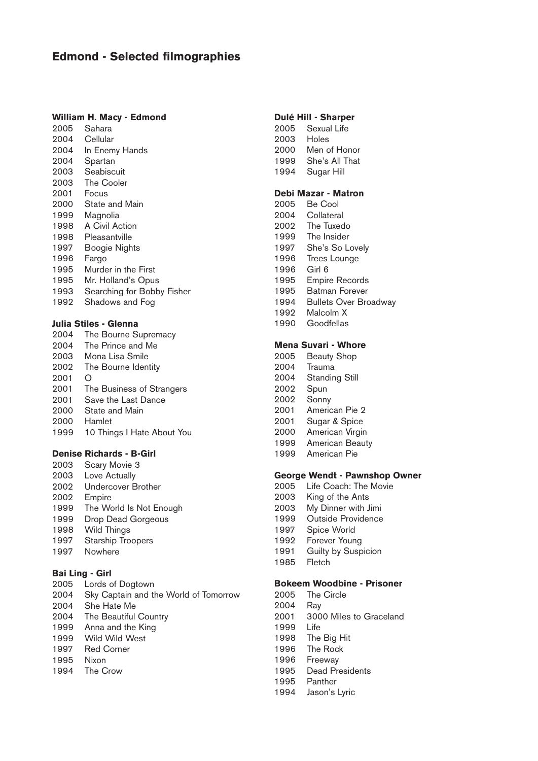# Edmond - Selected filmographies

**William H. Macy - Edmond**

2005 Sahara
2004 Cellular
2004 In Enemy Hands
2004 Spartan
2003 Seabiscuit
2003 The Cooler
2001 Focus
2000 State and Main
1999 Magnolia
1998 A Civil Action
1998 Pleasantville
1997 Boogie Nights
1996 Fargo
1995 Murder in the First
1995 Mr. Holland's Opus
1993 Searching for Bobby Fisher
1992 Shadows and Fog

**Julia Stiles - Glenna**

2004 The Bourne Supremacy
2004 The Prince and Me
2003 Mona Lisa Smile
2002 The Bourne Identity
2001 O
2001 The Business of Strangers
2001 Save the Last Dance
2000 State and Main
2000 Hamlet
1999 10 Things I Hate About You

**Denise Richards - B-Girl**

2003 Scary Movie 3
2003 Love Actually
2002 Undercover Brother
2002 Empire
1999 The World Is Not Enough
1999 Drop Dead Gorgeous
1998 Wild Things
1997 Starship Troopers
1997 Nowhere

**Bai Ling - Girl**

2005 Lords of Dogtown
2004 Sky Captain and the World of Tomorrow
2004 She Hate Me
2004 The Beautiful Country
1999 Anna and the King
1999 Wild Wild West
1997 Red Corner
1995 Nixon
1994 The Crow

**Dulé Hill - Sharper**

2005 Sexual Life
2003 Holes
2000 Men of Honor
1999 She's All That
1994 Sugar Hill

**Debi Mazar - Matron**

2005 Be Cool
2004 Collateral
2002 The Tuxedo
1999 The Insider
1997 She's So Lovely
1996 Trees Lounge
1996 Girl 6
1995 Empire Records
1995 Batman Forever
1994 Bullets Over Broadway
1992 Malcolm X
1990 Goodfellas

**Mena Suvari - Whore**

2005 Beauty Shop
2004 Trauma
2004 Standing Still
2002 Spun
2002 Sonny
2001 American Pie 2
2001 Sugar & Spice
2000 American Virgin
1999 American Beauty
1999 American Pie

**George Wendt - Pawnshop Owner**

2005 Life Coach: The Movie
2003 King of the Ants
2003 My Dinner with Jimi
1999 Outside Providence
1997 Spice World
1992 Forever Young
1991 Guilty by Suspicion
1985 Fletch

**Bokeem Woodbine - Prisoner**

2005 The Circle
2004 Ray
2001 3000 Miles to Graceland
1999 Life
1998 The Big Hit
1996 The Rock
1996 Freeway
1995 Dead Presidents
1995 Panther
1994 Jason's Lyric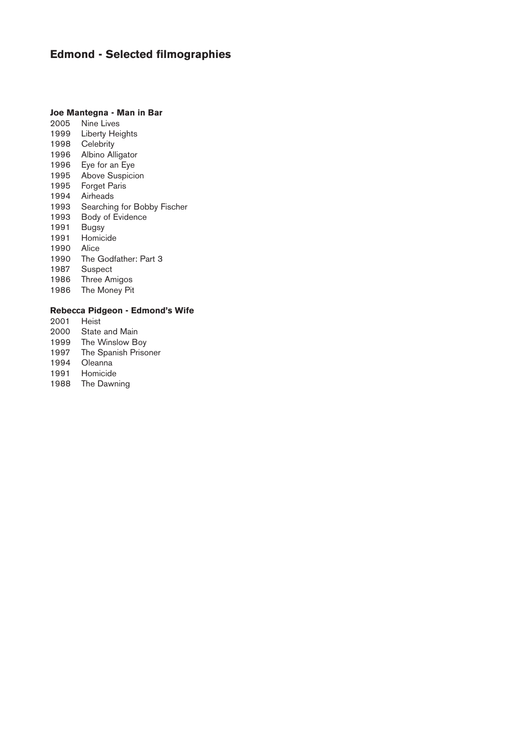# Edmond - Selected filmographies

**Joe Mantegna - Man in Bar**

2005 Nine Lives
1999 Liberty Heights
1998 Celebrity
1996 Albino Alligator
1996 Eye for an Eye
1995 Above Suspicion
1995 Forget Paris
1994 Airheads
1993 Searching for Bobby Fischer
1993 Body of Evidence
1991 Bugsy
1991 Homicide
1990 Alice
1990 The Godfather: Part 3
1987 Suspect
1986 Three Amigos
1986 The Money Pit

**Rebecca Pidgeon - Edmond's Wife**

2001 Heist
2000 State and Main
1999 The Winslow Boy
1997 The Spanish Prisoner
1994 Oleanna
1991 Homicide
1988 The Dawning